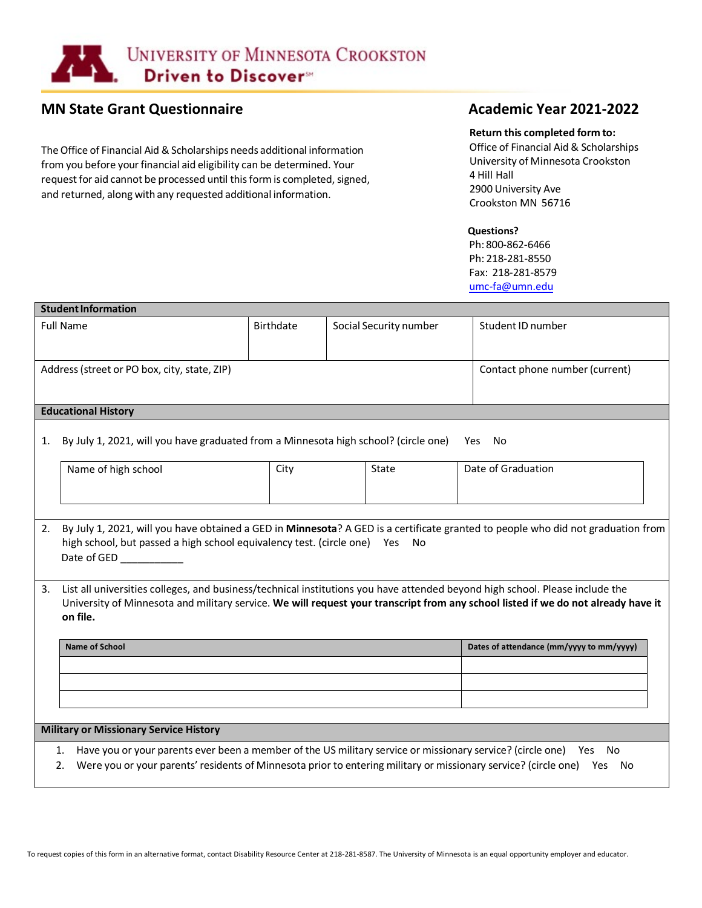University of Minnesota Crookston
Driven to Discover℠

## MN State Grant Questionnaire

## Academic Year 2021-2022

The Office of Financial Aid & Scholarships needs additional information from you before your financial aid eligibility can be determined. Your request for aid cannot be processed until this form is completed, signed, and returned, along with any requested additional information.

**Return this completed form to:**
Office of Financial Aid & Scholarships
University of Minnesota Crookston
4 Hill Hall
2900 University Ave
Crookston MN 56716

**Questions?**
Ph: 800-862-6466
Ph: 218-281-8550
Fax: 218-281-8579
umc-fa@umn.edu

### Student Information

| Full Name | Birthdate | Social Security number | Student ID number |
|---|---|---|---|
| | | | |

| Address (street or PO box, city, state, ZIP) | Contact phone number (current) |
|---|---|
| | |

### Educational History

1. By July 1, 2021, will you have graduated from a Minnesota high school? (circle one) Yes No

| Name of high school | City | State | Date of Graduation |
|---|---|---|---|
| | | | |

2. By July 1, 2021, will you have obtained a GED in **Minnesota**? A GED is a certificate granted to people who did not graduation from high school, but passed a high school equivalency test. (circle one) Yes No
   Date of GED ___________

3. List all universities colleges, and business/technical institutions you have attended beyond high school. Please include the University of Minnesota and military service. **We will request your transcript from any school listed if we do not already have it on file.**

| Name of School | Dates of attendance (mm/yyyy to mm/yyyy) |
|---|---|
| | |
| | |
| | |

### Military or Missionary Service History

1. Have you or your parents ever been a member of the US military service or missionary service? (circle one) Yes No
2. Were you or your parents' residents of Minnesota prior to entering military or missionary service? (circle one) Yes No

To request copies of this form in an alternative format, contact Disability Resource Center at 218-281-8587. The University of Minnesota is an equal opportunity employer and educator.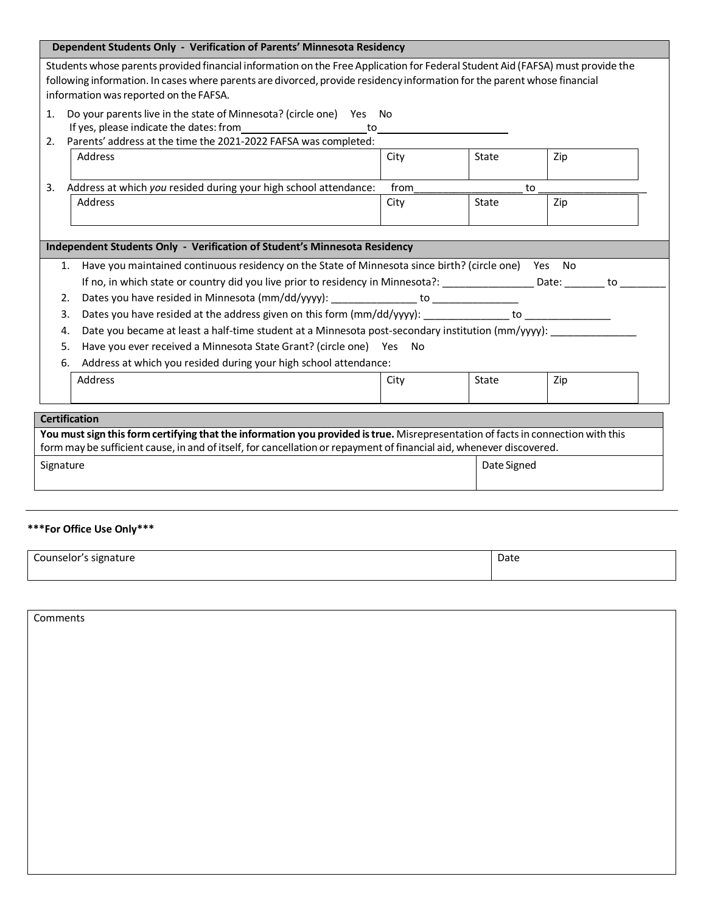## Dependent Students Only - Verification of Parents' Minnesota Residency

Students whose parents provided financial information on the Free Application for Federal Student Aid (FAFSA) must provide the following information. In cases where parents are divorced, provide residency information for the parent whose financial information was reported on the FAFSA.

1. Do your parents live in the state of Minnesota? (circle one) Yes No
   If yes, please indicate the dates: from_______________________to_________________________
2. Parents' address at the time the 2021-2022 FAFSA was completed:

| Address | City | State | Zip |
|---|---|---|---|
| | | | |

3. Address at which *you* resided during your high school attendance: from___________________ to ___________________

| Address | City | State | Zip |
|---|---|---|---|
| | | | |

## Independent Students Only - Verification of Student's Minnesota Residency

1. Have you maintained continuous residency on the State of Minnesota since birth? (circle one) Yes No
   If no, in which state or country did you live prior to residency in Minnesota?: ________________ Date: _______ to ________
2. Dates you have resided in Minnesota (mm/dd/yyyy): _______________ to _______________
3. Dates you have resided at the address given on this form (mm/dd/yyyy): _______________ to _______________
4. Date you became at least a half-time student at a Minnesota post-secondary institution (mm/yyyy): _______________
5. Have you ever received a Minnesota State Grant? (circle one) Yes No
6. Address at which you resided during your high school attendance:

| Address | City | State | Zip |
|---|---|---|---|
| | | | |

## Certification

**You must sign this form certifying that the information you provided is true.** Misrepresentation of facts in connection with this form may be sufficient cause, in and of itself, for cancellation or repayment of financial aid, whenever discovered.

| Signature | Date Signed |
|---|---|
| | |

---

**\*\*\*For Office Use Only\*\*\***

| Counselor's signature | Date |
|---|---|
| | |

Comments